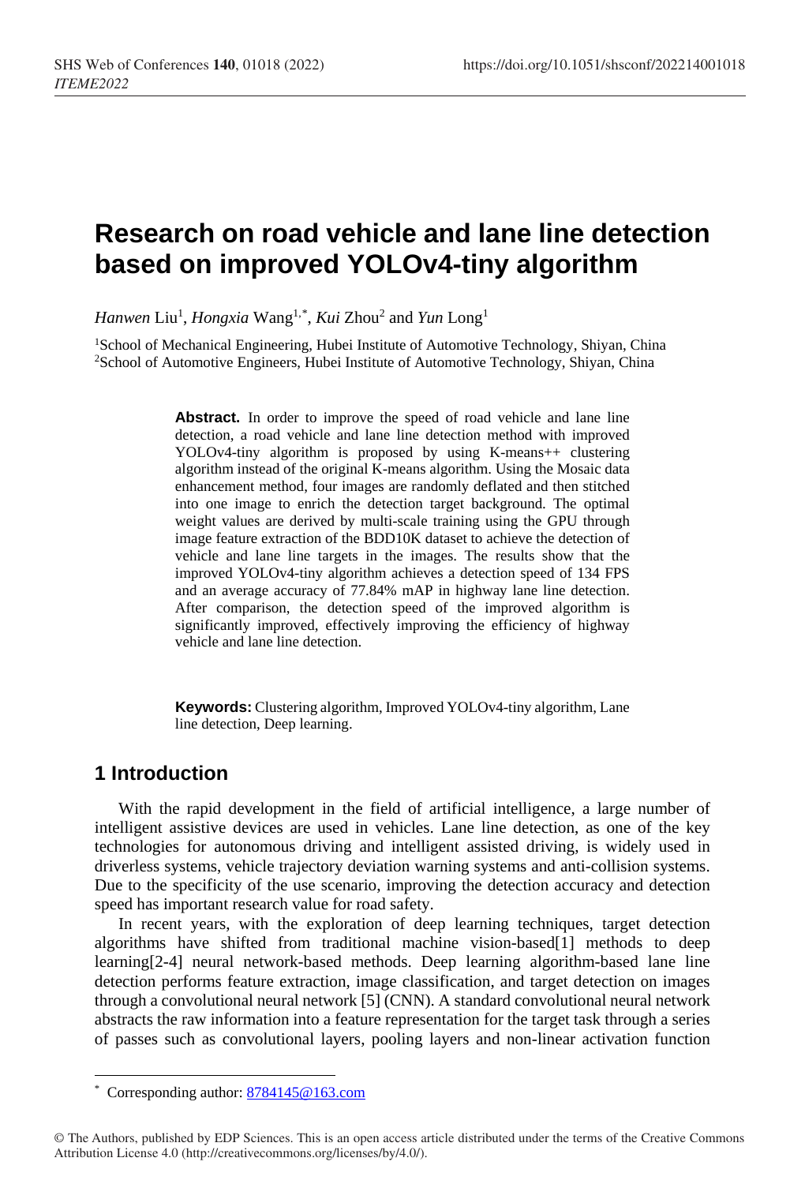# Research on road vehicle and lane line detection based on improved YOLOv4-tiny algorithm

*Hanwen* Liu[1], *Hongxia* Wang[1,*], *Kui* Zhou[2] and *Yun* Long[1]

[1]School of Mechanical Engineering, Hubei Institute of Automotive Technology, Shiyan, China
[2]School of Automotive Engineers, Hubei Institute of Automotive Technology, Shiyan, China

**Abstract.** In order to improve the speed of road vehicle and lane line detection, a road vehicle and lane line detection method with improved YOLOv4-tiny algorithm is proposed by using K-means++ clustering algorithm instead of the original K-means algorithm. Using the Mosaic data enhancement method, four images are randomly deflated and then stitched into one image to enrich the detection target background. The optimal weight values are derived by multi-scale training using the GPU through image feature extraction of the BDD10K dataset to achieve the detection of vehicle and lane line targets in the images. The results show that the improved YOLOv4-tiny algorithm achieves a detection speed of 134 FPS and an average accuracy of 77.84% mAP in highway lane line detection. After comparison, the detection speed of the improved algorithm is significantly improved, effectively improving the efficiency of highway vehicle and lane line detection.

**Keywords:** Clustering algorithm, Improved YOLOv4-tiny algorithm, Lane line detection, Deep learning.

## 1 Introduction

With the rapid development in the field of artificial intelligence, a large number of intelligent assistive devices are used in vehicles. Lane line detection, as one of the key technologies for autonomous driving and intelligent assisted driving, is widely used in driverless systems, vehicle trajectory deviation warning systems and anti-collision systems. Due to the specificity of the use scenario, improving the detection accuracy and detection speed has important research value for road safety.

In recent years, with the exploration of deep learning techniques, target detection algorithms have shifted from traditional machine vision-based[1] methods to deep learning[2-4] neural network-based methods. Deep learning algorithm-based lane line detection performs feature extraction, image classification, and target detection on images through a convolutional neural network [5] (CNN). A standard convolutional neural network abstracts the raw information into a feature representation for the target task through a series of passes such as convolutional layers, pooling layers and non-linear activation function

* Corresponding author: 8784145@163.com

© The Authors, published by EDP Sciences. This is an open access article distributed under the terms of the Creative Commons Attribution License 4.0 (http://creativecommons.org/licenses/by/4.0/).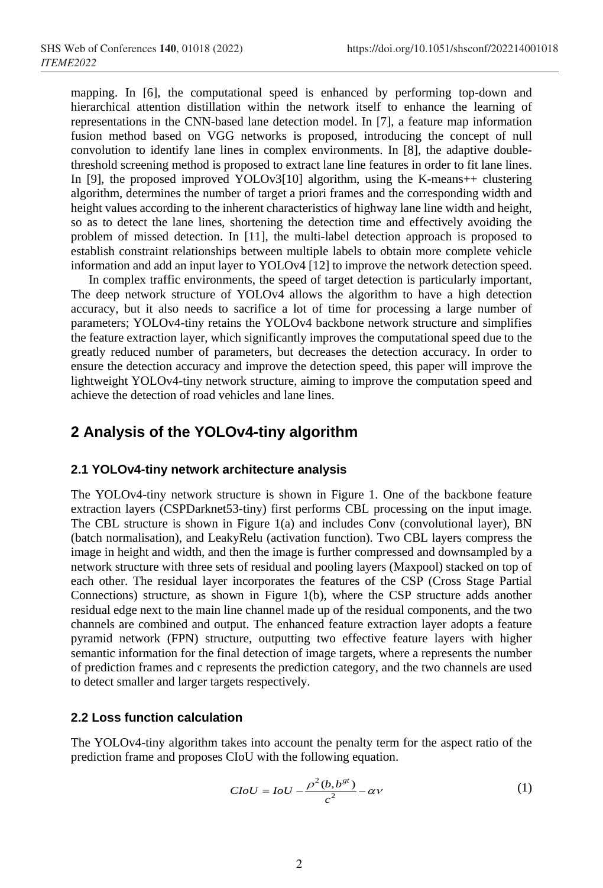mapping. In [6], the computational speed is enhanced by performing top-down and hierarchical attention distillation within the network itself to enhance the learning of representations in the CNN-based lane detection model. In [7], a feature map information fusion method based on VGG networks is proposed, introducing the concept of null convolution to identify lane lines in complex environments. In [8], the adaptive double-threshold screening method is proposed to extract lane line features in order to fit lane lines. In [9], the proposed improved YOLOv3[10] algorithm, using the K-means++ clustering algorithm, determines the number of target a priori frames and the corresponding width and height values according to the inherent characteristics of highway lane line width and height, so as to detect the lane lines, shortening the detection time and effectively avoiding the problem of missed detection. In [11], the multi-label detection approach is proposed to establish constraint relationships between multiple labels to obtain more complete vehicle information and add an input layer to YOLOv4 [12] to improve the network detection speed.

In complex traffic environments, the speed of target detection is particularly important, The deep network structure of YOLOv4 allows the algorithm to have a high detection accuracy, but it also needs to sacrifice a lot of time for processing a large number of parameters; YOLOv4-tiny retains the YOLOv4 backbone network structure and simplifies the feature extraction layer, which significantly improves the computational speed due to the greatly reduced number of parameters, but decreases the detection accuracy. In order to ensure the detection accuracy and improve the detection speed, this paper will improve the lightweight YOLOv4-tiny network structure, aiming to improve the computation speed and achieve the detection of road vehicles and lane lines.

## 2 Analysis of the YOLOv4-tiny algorithm

### 2.1 YOLOv4-tiny network architecture analysis

The YOLOv4-tiny network structure is shown in Figure 1. One of the backbone feature extraction layers (CSPDarknet53-tiny) first performs CBL processing on the input image. The CBL structure is shown in Figure 1(a) and includes Conv (convolutional layer), BN (batch normalisation), and LeakyRelu (activation function). Two CBL layers compress the image in height and width, and then the image is further compressed and downsampled by a network structure with three sets of residual and pooling layers (Maxpool) stacked on top of each other. The residual layer incorporates the features of the CSP (Cross Stage Partial Connections) structure, as shown in Figure 1(b), where the CSP structure adds another residual edge next to the main line channel made up of the residual components, and the two channels are combined and output. The enhanced feature extraction layer adopts a feature pyramid network (FPN) structure, outputting two effective feature layers with higher semantic information for the final detection of image targets, where a represents the number of prediction frames and c represents the prediction category, and the two channels are used to detect smaller and larger targets respectively.

### 2.2 Loss function calculation

The YOLOv4-tiny algorithm takes into account the penalty term for the aspect ratio of the prediction frame and proposes CIoU with the following equation.

$$CIoU = IoU - \frac{\rho^2(b, b^{gt})}{c^2} - \alpha v \tag{1}$$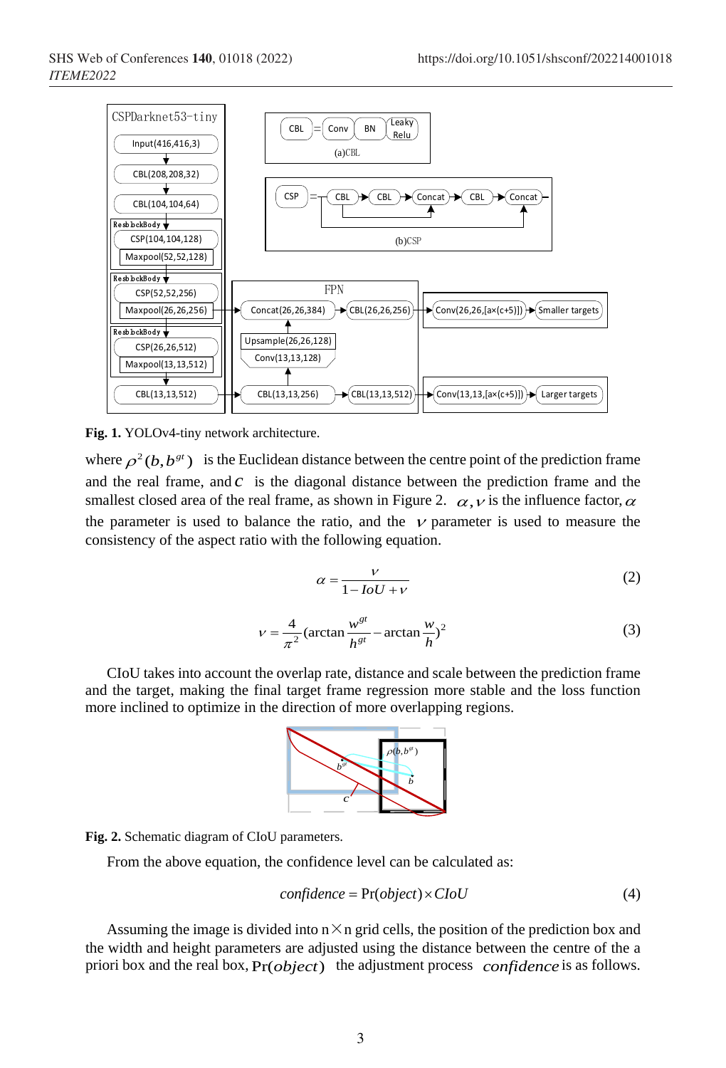Fig. 1. YOLOv4-tiny network architecture.

where $\rho^2(b, b^{gt})$ is the Euclidean distance between the centre point of the prediction frame and the real frame, and $c$ is the diagonal distance between the prediction frame and the smallest closed area of the real frame, as shown in Figure 2. $\alpha, \nu$ is the influence factor, $\alpha$ the parameter is used to balance the ratio, and the $\nu$ parameter is used to measure the consistency of the aspect ratio with the following equation.

$$\alpha = \frac{\nu}{1 - IoU + \nu} \tag{2}$$

$$\nu = \frac{4}{\pi^2}(\arctan\frac{w^{gt}}{h^{gt}} - \arctan\frac{w}{h})^2 \tag{3}$$

CIoU takes into account the overlap rate, distance and scale between the prediction frame and the target, making the final target frame regression more stable and the loss function more inclined to optimize in the direction of more overlapping regions.

Fig. 2. Schematic diagram of CIoU parameters.

From the above equation, the confidence level can be calculated as:

$$confidence = \Pr(object) \times CIoU \tag{4}$$

Assuming the image is divided into n×n grid cells, the position of the prediction box and the width and height parameters are adjusted using the distance between the centre of the a priori box and the real box, $\Pr(object)$ the adjustment process $confidence$ is as follows.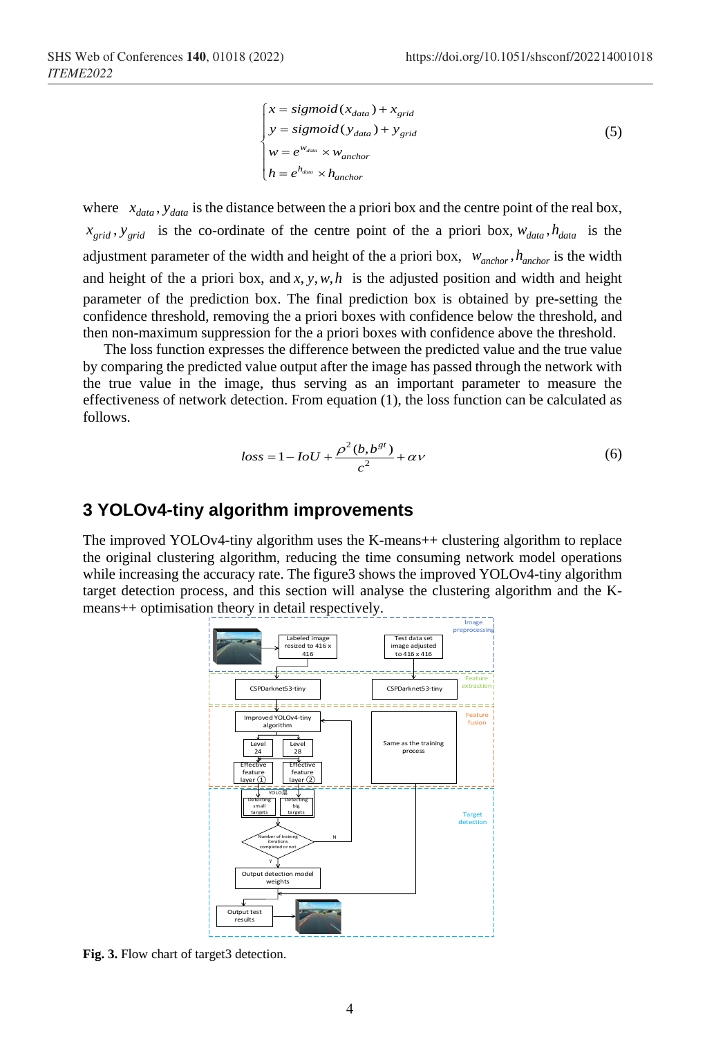$$
\begin{cases}
x = sigmoid(x_{data}) + x_{grid} \\
y = sigmoid(y_{data}) + y_{grid} \\
w = e^{w_{data}} \times w_{anchor} \\
h = e^{h_{data}} \times h_{anchor}
\end{cases}
\tag{5}
$$

where $x_{data}, y_{data}$ is the distance between the a priori box and the centre point of the real box, $x_{grid}, y_{grid}$ is the co-ordinate of the centre point of the a priori box, $w_{data}, h_{data}$ is the adjustment parameter of the width and height of the a priori box, $w_{anchor}, h_{anchor}$ is the width and height of the a priori box, and $x, y, w, h$ is the adjusted position and width and height parameter of the prediction box. The final prediction box is obtained by pre-setting the confidence threshold, removing the a priori boxes with confidence below the threshold, and then non-maximum suppression for the a priori boxes with confidence above the threshold.

The loss function expresses the difference between the predicted value and the true value by comparing the predicted value output after the image has passed through the network with the true value in the image, thus serving as an important parameter to measure the effectiveness of network detection. From equation (1), the loss function can be calculated as follows.

$$
loss = 1 - IoU + \frac{\rho^2(b, b^{gt})}{c^2} + \alpha v \tag{6}
$$

## 3 YOLOv4-tiny algorithm improvements

The improved YOLOv4-tiny algorithm uses the K-means++ clustering algorithm to replace the original clustering algorithm, reducing the time consuming network model operations while increasing the accuracy rate. The figure3 shows the improved YOLOv4-tiny algorithm target detection process, and this section will analyse the clustering algorithm and the K-means++ optimisation theory in detail respectively.

**Fig. 3.** Flow chart of target3 detection.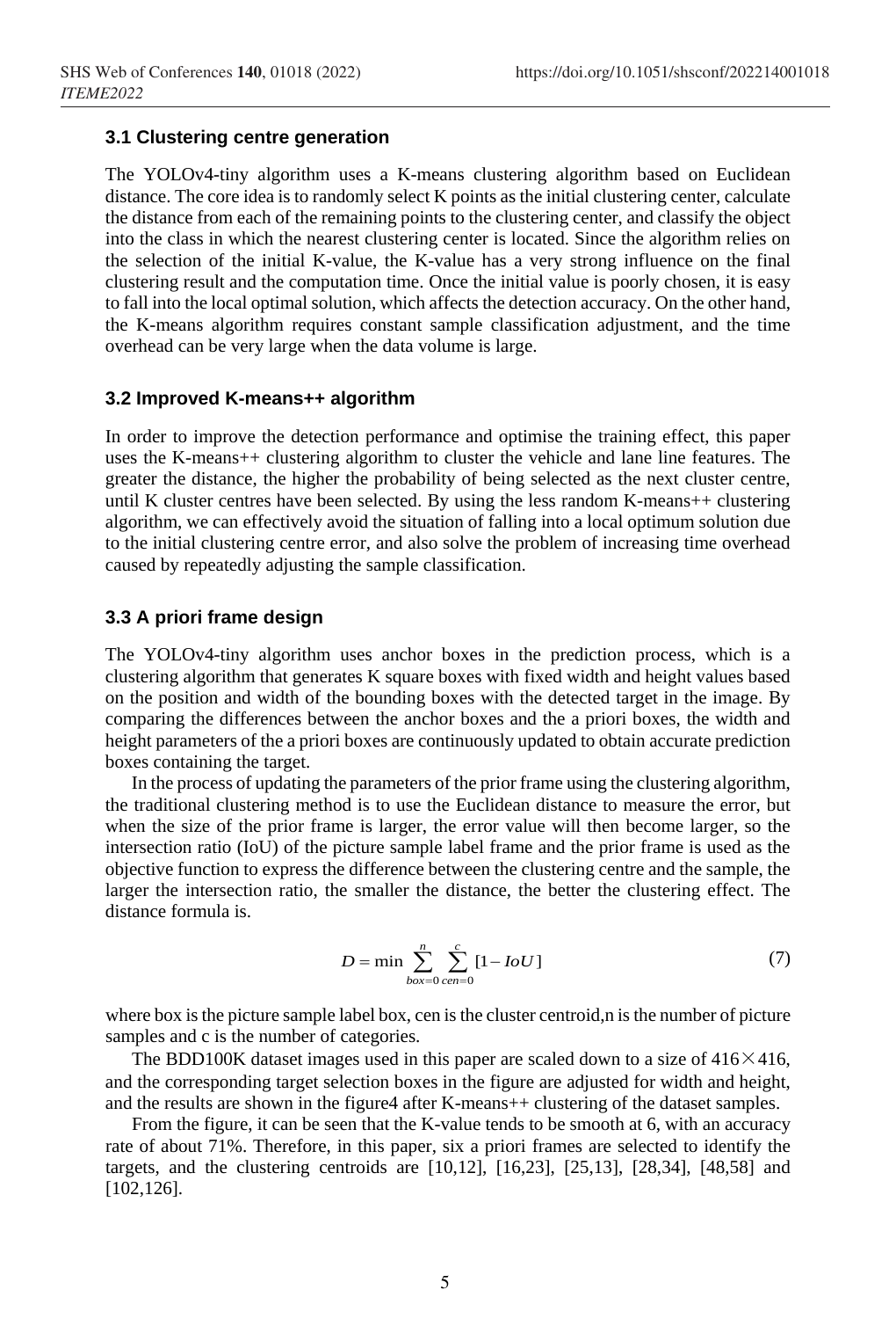### 3.1 Clustering centre generation

The YOLOv4-tiny algorithm uses a K-means clustering algorithm based on Euclidean distance. The core idea is to randomly select K points as the initial clustering center, calculate the distance from each of the remaining points to the clustering center, and classify the object into the class in which the nearest clustering center is located. Since the algorithm relies on the selection of the initial K-value, the K-value has a very strong influence on the final clustering result and the computation time. Once the initial value is poorly chosen, it is easy to fall into the local optimal solution, which affects the detection accuracy. On the other hand, the K-means algorithm requires constant sample classification adjustment, and the time overhead can be very large when the data volume is large.

### 3.2 Improved K-means++ algorithm

In order to improve the detection performance and optimise the training effect, this paper uses the K-means++ clustering algorithm to cluster the vehicle and lane line features. The greater the distance, the higher the probability of being selected as the next cluster centre, until K cluster centres have been selected. By using the less random K-means++ clustering algorithm, we can effectively avoid the situation of falling into a local optimum solution due to the initial clustering centre error, and also solve the problem of increasing time overhead caused by repeatedly adjusting the sample classification.

### 3.3 A priori frame design

The YOLOv4-tiny algorithm uses anchor boxes in the prediction process, which is a clustering algorithm that generates K square boxes with fixed width and height values based on the position and width of the bounding boxes with the detected target in the image. By comparing the differences between the anchor boxes and the a priori boxes, the width and height parameters of the a priori boxes are continuously updated to obtain accurate prediction boxes containing the target.

In the process of updating the parameters of the prior frame using the clustering algorithm, the traditional clustering method is to use the Euclidean distance to measure the error, but when the size of the prior frame is larger, the error value will then become larger, so the intersection ratio (IoU) of the picture sample label frame and the prior frame is used as the objective function to express the difference between the clustering centre and the sample, the larger the intersection ratio, the smaller the distance, the better the clustering effect. The distance formula is.

$$D = \min \sum_{box=0}^{n} \sum_{cen=0}^{c} [1 - IoU] \tag{7}$$

where box is the picture sample label box, cen is the cluster centroid,n is the number of picture samples and c is the number of categories.

The BDD100K dataset images used in this paper are scaled down to a size of $416 \times 416$, and the corresponding target selection boxes in the figure are adjusted for width and height, and the results are shown in the figure4 after K-means++ clustering of the dataset samples.

From the figure, it can be seen that the K-value tends to be smooth at 6, with an accuracy rate of about 71%. Therefore, in this paper, six a priori frames are selected to identify the targets, and the clustering centroids are [10,12], [16,23], [25,13], [28,34], [48,58] and [102,126].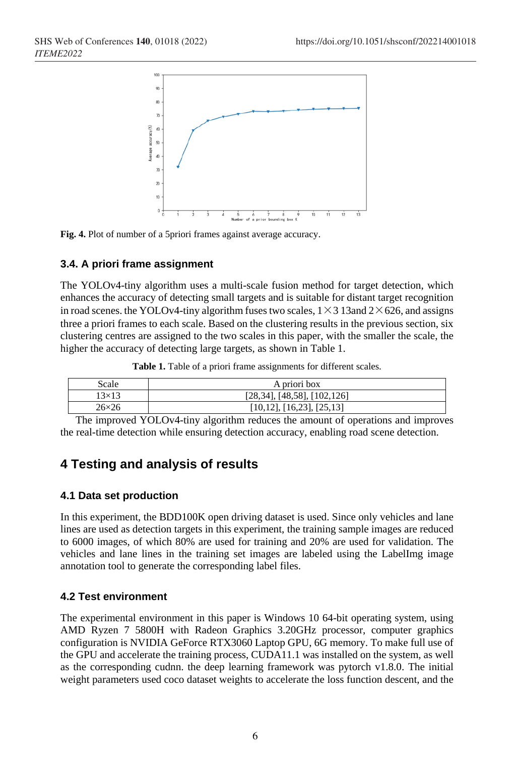Fig. 4. Plot of number of a 5priori frames against average accuracy.

### 3.4. A priori frame assignment

The YOLOv4-tiny algorithm uses a multi-scale fusion method for target detection, which enhances the accuracy of detecting small targets and is suitable for distant target recognition in road scenes. the YOLOv4-tiny algorithm fuses two scales, 1×3 13and 2×626, and assigns three a priori frames to each scale. Based on the clustering results in the previous section, six clustering centres are assigned to the two scales in this paper, with the smaller the scale, the higher the accuracy of detecting large targets, as shown in Table 1.

**Table 1.** Table of a priori frame assignments for different scales.

| Scale | A priori box |
|---|---|
| 13×13 | [28,34], [48,58], [102,126] |
| 26×26 | [10,12], [16,23], [25,13] |

The improved YOLOv4-tiny algorithm reduces the amount of operations and improves the real-time detection while ensuring detection accuracy, enabling road scene detection.

## 4 Testing and analysis of results

### 4.1 Data set production

In this experiment, the BDD100K open driving dataset is used. Since only vehicles and lane lines are used as detection targets in this experiment, the training sample images are reduced to 6000 images, of which 80% are used for training and 20% are used for validation. The vehicles and lane lines in the training set images are labeled using the LabelImg image annotation tool to generate the corresponding label files.

### 4.2 Test environment

The experimental environment in this paper is Windows 10 64-bit operating system, using AMD Ryzen 7 5800H with Radeon Graphics 3.20GHz processor, computer graphics configuration is NVIDIA GeForce RTX3060 Laptop GPU, 6G memory. To make full use of the GPU and accelerate the training process, CUDA11.1 was installed on the system, as well as the corresponding cudnn. the deep learning framework was pytorch v1.8.0. The initial weight parameters used coco dataset weights to accelerate the loss function descent, and the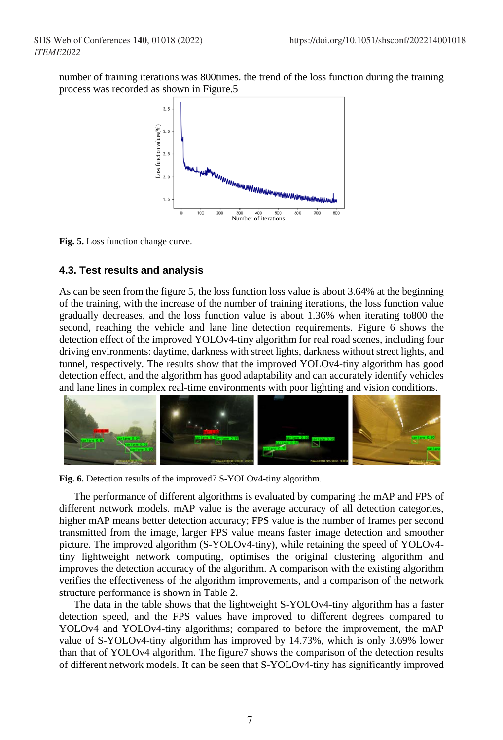number of training iterations was 800times. the trend of the loss function during the training process was recorded as shown in Figure.5

**Fig. 5.** Loss function change curve.

### 4.3. Test results and analysis

As can be seen from the figure 5, the loss function loss value is about 3.64% at the beginning of the training, with the increase of the number of training iterations, the loss function value gradually decreases, and the loss function value is about 1.36% when iterating to800 the second, reaching the vehicle and lane line detection requirements. Figure 6 shows the detection effect of the improved YOLOv4-tiny algorithm for real road scenes, including four driving environments: daytime, darkness with street lights, darkness without street lights, and tunnel, respectively. The results show that the improved YOLOv4-tiny algorithm has good detection effect, and the algorithm has good adaptability and can accurately identify vehicles and lane lines in complex real-time environments with poor lighting and vision conditions.

**Fig. 6.** Detection results of the improved7 S-YOLOv4-tiny algorithm.

The performance of different algorithms is evaluated by comparing the mAP and FPS of different network models. mAP value is the average accuracy of all detection categories, higher mAP means better detection accuracy; FPS value is the number of frames per second transmitted from the image, larger FPS value means faster image detection and smoother picture. The improved algorithm (S-YOLOv4-tiny), while retaining the speed of YOLOv4-tiny lightweight network computing, optimises the original clustering algorithm and improves the detection accuracy of the algorithm. A comparison with the existing algorithm verifies the effectiveness of the algorithm improvements, and a comparison of the network structure performance is shown in Table 2.

The data in the table shows that the lightweight S-YOLOv4-tiny algorithm has a faster detection speed, and the FPS values have improved to different degrees compared to YOLOv4 and YOLOv4-tiny algorithms; compared to before the improvement, the mAP value of S-YOLOv4-tiny algorithm has improved by 14.73%, which is only 3.69% lower than that of YOLOv4 algorithm. The figure7 shows the comparison of the detection results of different network models. It can be seen that S-YOLOv4-tiny has significantly improved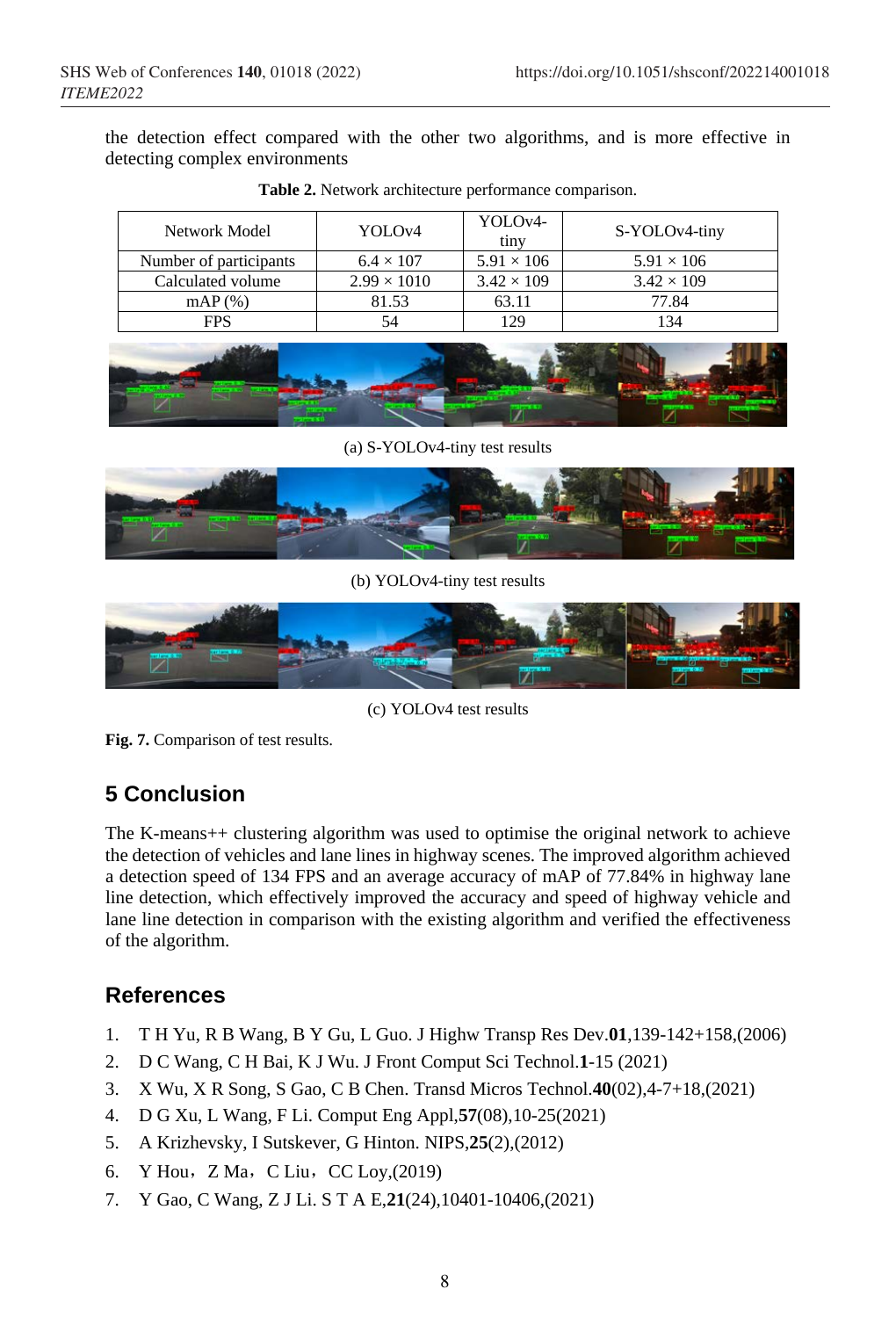the detection effect compared with the other two algorithms, and is more effective in detecting complex environments

**Table 2.** Network architecture performance comparison.

| Network Model | YOLOv4 | YOLOv4-tiny | S-YOLOv4-tiny |
|---|---|---|---|
| Number of participants | 6.4 × 107 | 5.91 × 106 | 5.91 × 106 |
| Calculated volume | 2.99 × 1010 | 3.42 × 109 | 3.42 × 109 |
| mAP (%) | 81.53 | 63.11 | 77.84 |
| FPS | 54 | 129 | 134 |

(a) S-YOLOv4-tiny test results

(b) YOLOv4-tiny test results

(c) YOLOv4 test results

**Fig. 7.** Comparison of test results.

## 5 Conclusion

The K-means++ clustering algorithm was used to optimise the original network to achieve the detection of vehicles and lane lines in highway scenes. The improved algorithm achieved a detection speed of 134 FPS and an average accuracy of mAP of 77.84% in highway lane line detection, which effectively improved the accuracy and speed of highway vehicle and lane line detection in comparison with the existing algorithm and verified the effectiveness of the algorithm.

## References

1. T H Yu, R B Wang, B Y Gu, L Guo. J Highw Transp Res Dev.**01**,139-142+158,(2006)
2. D C Wang, C H Bai, K J Wu. J Front Comput Sci Technol.**1**-15 (2021)
3. X Wu, X R Song, S Gao, C B Chen. Transd Micros Technol.**40**(02),4-7+18,(2021)
4. D G Xu, L Wang, F Li. Comput Eng Appl,**57**(08),10-25(2021)
5. A Krizhevsky, I Sutskever, G Hinton. NIPS,**25**(2),(2012)
6. Y Hou，Z Ma，C Liu，CC Loy,(2019)
7. Y Gao, C Wang, Z J Li. S T A E,**21**(24),10401-10406,(2021)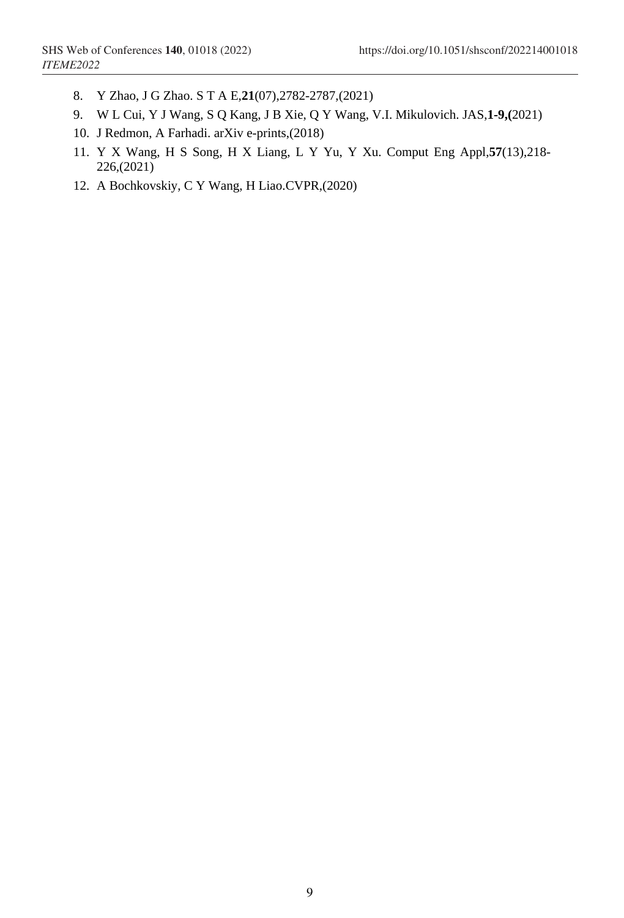8. Y Zhao, J G Zhao. S T A E,**21**(07),2782-2787,(2021)
9. W L Cui, Y J Wang, S Q Kang, J B Xie, Q Y Wang, V.I. Mikulovich. JAS,**1-9,(**2021)
10. J Redmon, A Farhadi. arXiv e-prints,(2018)
11. Y X Wang, H S Song, H X Liang, L Y Yu, Y Xu. Comput Eng Appl,**57**(13),218-226,(2021)
12. A Bochkovskiy, C Y Wang, H Liao.CVPR,(2020)